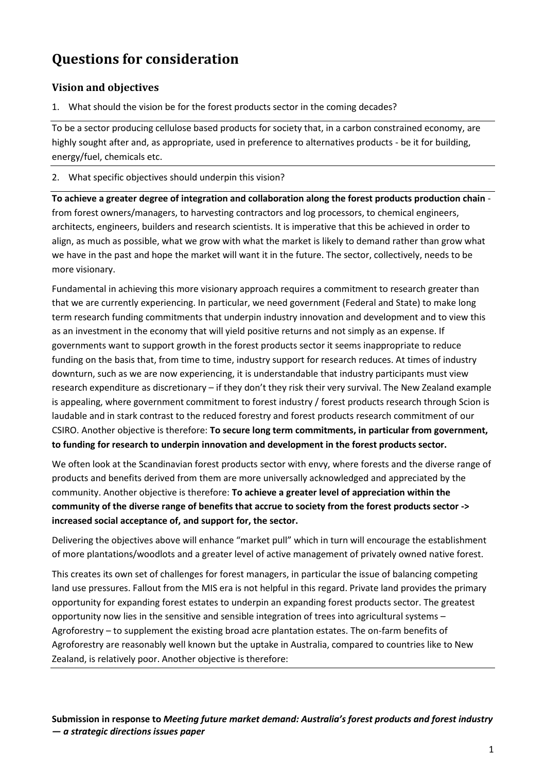# Questions for consideration

## Vision and objectives

1. What should the vision be for the forest products sector in the coming decades?

To be a sector producing cellulose based products for society that, in a carbon constrained economy, are highly sought after and, as appropriate, used in preference to alternatives products - be it for building, energy/fuel, chemicals etc.

2. What specific objectives should underpin this vision?

**To achieve a greater degree of integration and collaboration along the forest products production chain** - from forest owners/managers, to harvesting contractors and log processors, to chemical engineers, architects, engineers, builders and research scientists. It is imperative that this be achieved in order to align, as much as possible, what we grow with what the market is likely to demand rather than grow what we have in the past and hope the market will want it in the future. The sector, collectively, needs to be more visionary.

Fundamental in achieving this more visionary approach requires a commitment to research greater than that we are currently experiencing. In particular, we need government (Federal and State) to make long term research funding commitments that underpin industry innovation and development and to view this as an investment in the economy that will yield positive returns and not simply as an expense. If governments want to support growth in the forest products sector it seems inappropriate to reduce funding on the basis that, from time to time, industry support for research reduces. At times of industry downturn, such as we are now experiencing, it is understandable that industry participants must view research expenditure as discretionary – if they don't they risk their very survival. The New Zealand example is appealing, where government commitment to forest industry / forest products research through Scion is laudable and in stark contrast to the reduced forestry and forest products research commitment of our CSIRO. Another objective is therefore: **To secure long term commitments, in particular from government, to funding for research to underpin innovation and development in the forest products sector.**

We often look at the Scandinavian forest products sector with envy, where forests and the diverse range of products and benefits derived from them are more universally acknowledged and appreciated by the community. Another objective is therefore: **To achieve a greater level of appreciation within the community of the diverse range of benefits that accrue to society from the forest products sector -> increased social acceptance of, and support for, the sector.**

Delivering the objectives above will enhance "market pull" which in turn will encourage the establishment of more plantations/woodlots and a greater level of active management of privately owned native forest.

This creates its own set of challenges for forest managers, in particular the issue of balancing competing land use pressures. Fallout from the MIS era is not helpful in this regard. Private land provides the primary opportunity for expanding forest estates to underpin an expanding forest products sector. The greatest opportunity now lies in the sensitive and sensible integration of trees into agricultural systems – Agroforestry – to supplement the existing broad acre plantation estates. The on-farm benefits of Agroforestry are reasonably well known but the uptake in Australia, compared to countries like to New Zealand, is relatively poor. Another objective is therefore:

**Submission in response to *Meeting future market demand: Australia's forest products and forest industry — a strategic directions issues paper***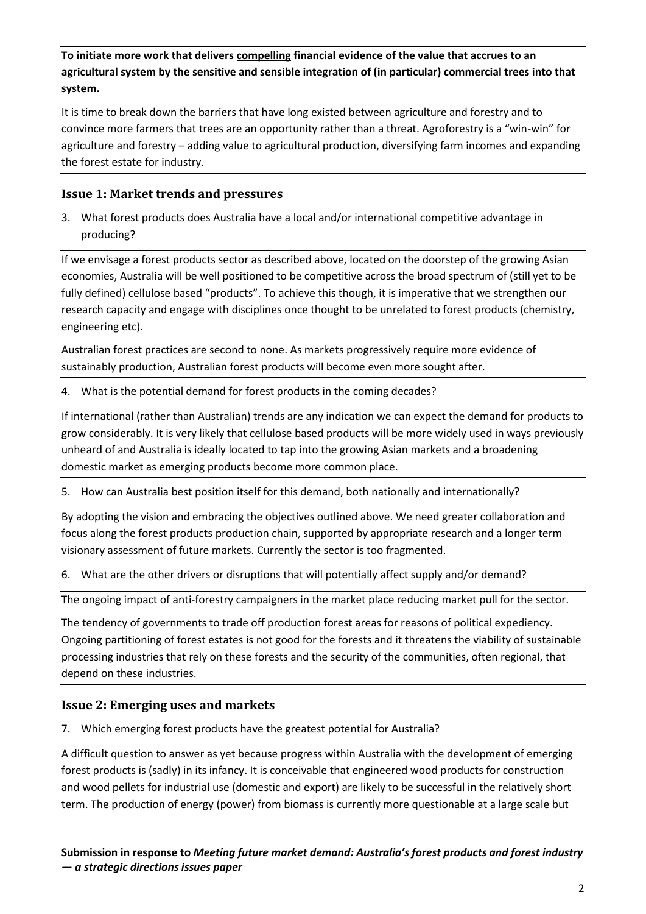**To initiate more work that delivers <u>compelling</u> financial evidence of the value that accrues to an agricultural system by the sensitive and sensible integration of (in particular) commercial trees into that system.**

It is time to break down the barriers that have long existed between agriculture and forestry and to convince more farmers that trees are an opportunity rather than a threat. Agroforestry is a "win-win" for agriculture and forestry – adding value to agricultural production, diversifying farm incomes and expanding the forest estate for industry.

## Issue 1: Market trends and pressures

3. What forest products does Australia have a local and/or international competitive advantage in producing?

If we envisage a forest products sector as described above, located on the doorstep of the growing Asian economies, Australia will be well positioned to be competitive across the broad spectrum of (still yet to be fully defined) cellulose based "products". To achieve this though, it is imperative that we strengthen our research capacity and engage with disciplines once thought to be unrelated to forest products (chemistry, engineering etc).

Australian forest practices are second to none. As markets progressively require more evidence of sustainably production, Australian forest products will become even more sought after.

4. What is the potential demand for forest products in the coming decades?

If international (rather than Australian) trends are any indication we can expect the demand for products to grow considerably. It is very likely that cellulose based products will be more widely used in ways previously unheard of and Australia is ideally located to tap into the growing Asian markets and a broadening domestic market as emerging products become more common place.

5. How can Australia best position itself for this demand, both nationally and internationally?

By adopting the vision and embracing the objectives outlined above. We need greater collaboration and focus along the forest products production chain, supported by appropriate research and a longer term visionary assessment of future markets. Currently the sector is too fragmented.

6. What are the other drivers or disruptions that will potentially affect supply and/or demand?

The ongoing impact of anti-forestry campaigners in the market place reducing market pull for the sector.

The tendency of governments to trade off production forest areas for reasons of political expediency. Ongoing partitioning of forest estates is not good for the forests and it threatens the viability of sustainable processing industries that rely on these forests and the security of the communities, often regional, that depend on these industries.

## Issue 2: Emerging uses and markets

7. Which emerging forest products have the greatest potential for Australia?

A difficult question to answer as yet because progress within Australia with the development of emerging forest products is (sadly) in its infancy. It is conceivable that engineered wood products for construction and wood pellets for industrial use (domestic and export) are likely to be successful in the relatively short term. The production of energy (power) from biomass is currently more questionable at a large scale but

**Submission in response to *Meeting future market demand: Australia's forest products and forest industry — a strategic directions issues paper***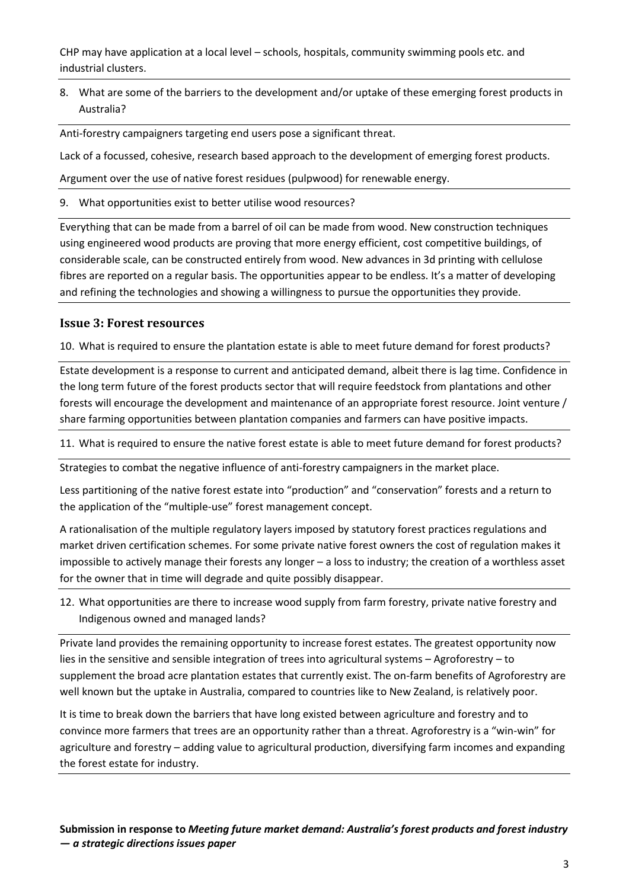CHP may have application at a local level – schools, hospitals, community swimming pools etc. and industrial clusters.

8. What are some of the barriers to the development and/or uptake of these emerging forest products in Australia?

Anti-forestry campaigners targeting end users pose a significant threat.

Lack of a focussed, cohesive, research based approach to the development of emerging forest products.

Argument over the use of native forest residues (pulpwood) for renewable energy.

9. What opportunities exist to better utilise wood resources?

Everything that can be made from a barrel of oil can be made from wood. New construction techniques using engineered wood products are proving that more energy efficient, cost competitive buildings, of considerable scale, can be constructed entirely from wood. New advances in 3d printing with cellulose fibres are reported on a regular basis. The opportunities appear to be endless. It's a matter of developing and refining the technologies and showing a willingness to pursue the opportunities they provide.

## Issue 3: Forest resources

10. What is required to ensure the plantation estate is able to meet future demand for forest products?

Estate development is a response to current and anticipated demand, albeit there is lag time. Confidence in the long term future of the forest products sector that will require feedstock from plantations and other forests will encourage the development and maintenance of an appropriate forest resource. Joint venture / share farming opportunities between plantation companies and farmers can have positive impacts.

11. What is required to ensure the native forest estate is able to meet future demand for forest products?

Strategies to combat the negative influence of anti-forestry campaigners in the market place.

Less partitioning of the native forest estate into "production" and "conservation" forests and a return to the application of the "multiple-use" forest management concept.

A rationalisation of the multiple regulatory layers imposed by statutory forest practices regulations and market driven certification schemes. For some private native forest owners the cost of regulation makes it impossible to actively manage their forests any longer – a loss to industry; the creation of a worthless asset for the owner that in time will degrade and quite possibly disappear.

12. What opportunities are there to increase wood supply from farm forestry, private native forestry and Indigenous owned and managed lands?

Private land provides the remaining opportunity to increase forest estates. The greatest opportunity now lies in the sensitive and sensible integration of trees into agricultural systems – Agroforestry – to supplement the broad acre plantation estates that currently exist. The on-farm benefits of Agroforestry are well known but the uptake in Australia, compared to countries like to New Zealand, is relatively poor.

It is time to break down the barriers that have long existed between agriculture and forestry and to convince more farmers that trees are an opportunity rather than a threat. Agroforestry is a "win-win" for agriculture and forestry – adding value to agricultural production, diversifying farm incomes and expanding the forest estate for industry.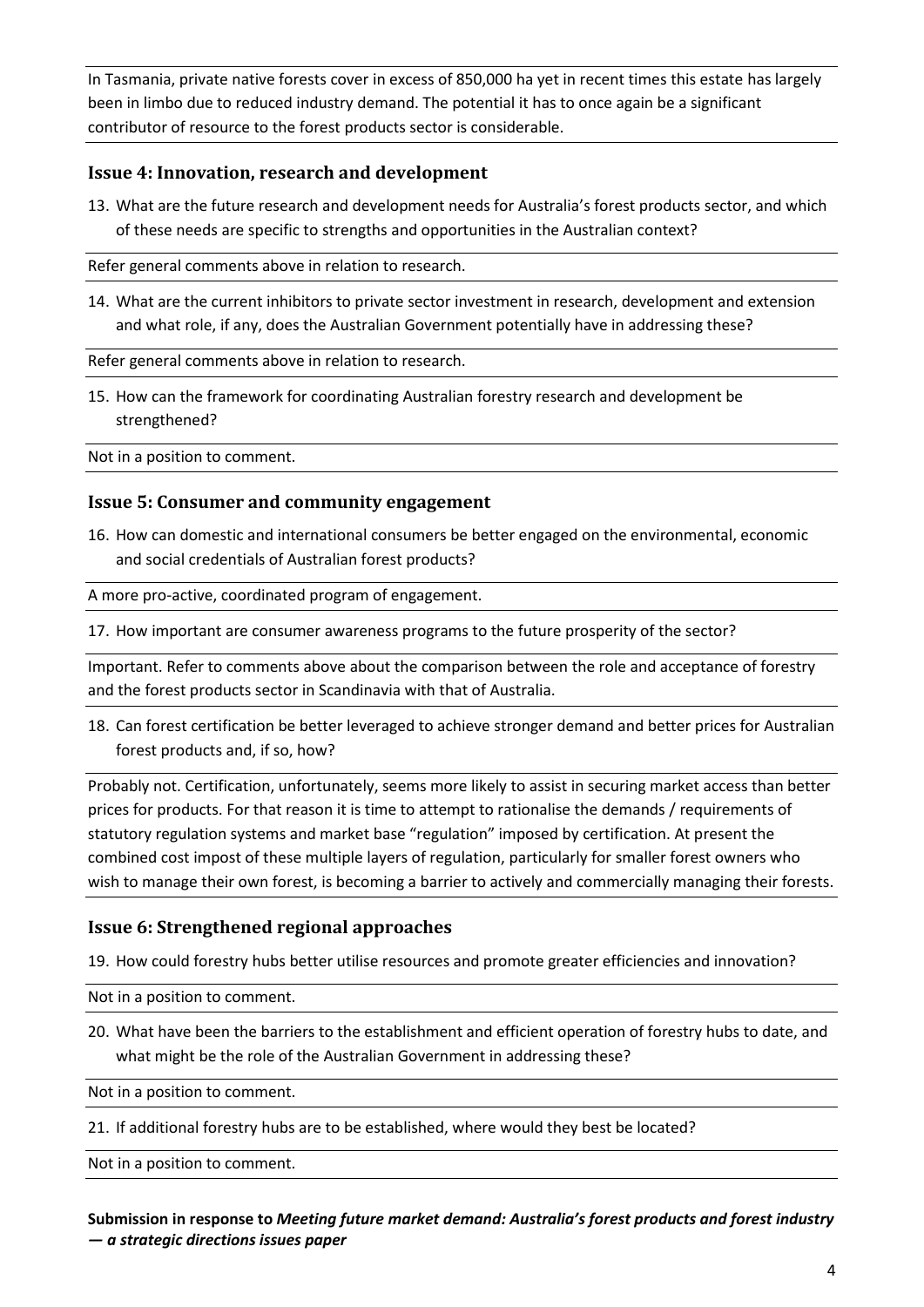In Tasmania, private native forests cover in excess of 850,000 ha yet in recent times this estate has largely been in limbo due to reduced industry demand. The potential it has to once again be a significant contributor of resource to the forest products sector is considerable.

### Issue 4: Innovation, research and development

13. What are the future research and development needs for Australia's forest products sector, and which of these needs are specific to strengths and opportunities in the Australian context?

Refer general comments above in relation to research.

14. What are the current inhibitors to private sector investment in research, development and extension and what role, if any, does the Australian Government potentially have in addressing these?

Refer general comments above in relation to research.

15. How can the framework for coordinating Australian forestry research and development be strengthened?

Not in a position to comment.

### Issue 5: Consumer and community engagement

16. How can domestic and international consumers be better engaged on the environmental, economic and social credentials of Australian forest products?

A more pro-active, coordinated program of engagement.

17. How important are consumer awareness programs to the future prosperity of the sector?

Important. Refer to comments above about the comparison between the role and acceptance of forestry and the forest products sector in Scandinavia with that of Australia.

18. Can forest certification be better leveraged to achieve stronger demand and better prices for Australian forest products and, if so, how?

Probably not. Certification, unfortunately, seems more likely to assist in securing market access than better prices for products. For that reason it is time to attempt to rationalise the demands / requirements of statutory regulation systems and market base "regulation" imposed by certification. At present the combined cost impost of these multiple layers of regulation, particularly for smaller forest owners who wish to manage their own forest, is becoming a barrier to actively and commercially managing their forests.

### Issue 6: Strengthened regional approaches

19. How could forestry hubs better utilise resources and promote greater efficiencies and innovation?

Not in a position to comment.

20. What have been the barriers to the establishment and efficient operation of forestry hubs to date, and what might be the role of the Australian Government in addressing these?

Not in a position to comment.

21. If additional forestry hubs are to be established, where would they best be located?

Not in a position to comment.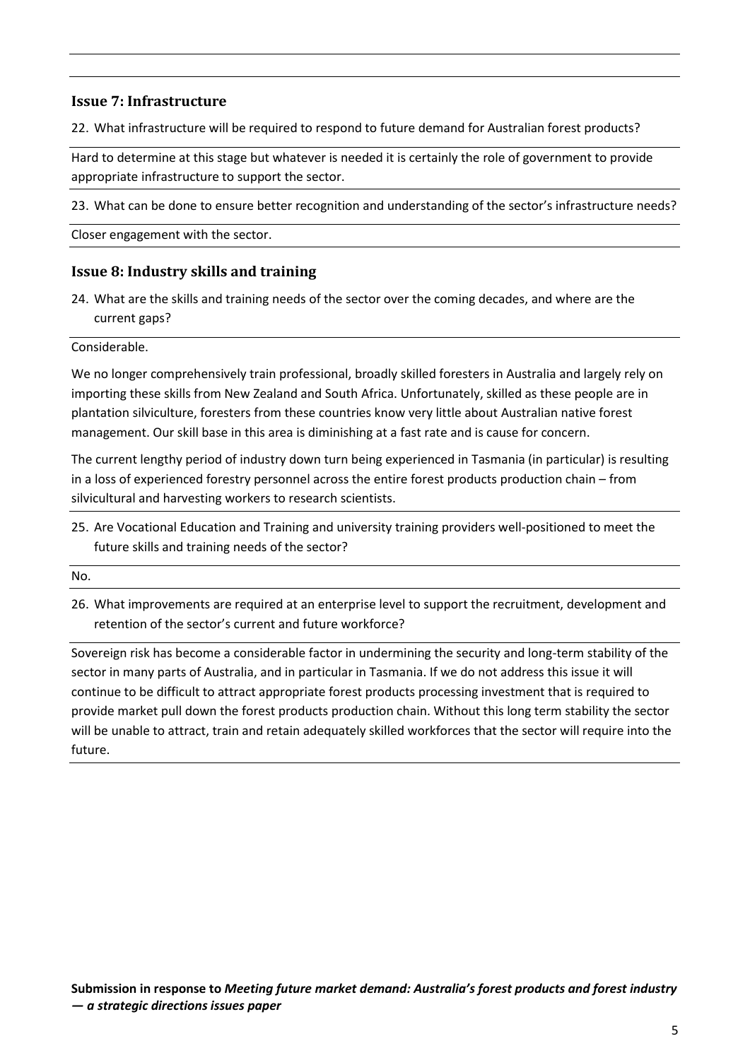## Issue 7: Infrastructure

22. What infrastructure will be required to respond to future demand for Australian forest products?

Hard to determine at this stage but whatever is needed it is certainly the role of government to provide appropriate infrastructure to support the sector.

23. What can be done to ensure better recognition and understanding of the sector's infrastructure needs?

Closer engagement with the sector.

## Issue 8: Industry skills and training

24. What are the skills and training needs of the sector over the coming decades, and where are the current gaps?

Considerable.

We no longer comprehensively train professional, broadly skilled foresters in Australia and largely rely on importing these skills from New Zealand and South Africa. Unfortunately, skilled as these people are in plantation silviculture, foresters from these countries know very little about Australian native forest management. Our skill base in this area is diminishing at a fast rate and is cause for concern.

The current lengthy period of industry down turn being experienced in Tasmania (in particular) is resulting in a loss of experienced forestry personnel across the entire forest products production chain – from silvicultural and harvesting workers to research scientists.

25. Are Vocational Education and Training and university training providers well-positioned to meet the future skills and training needs of the sector?

No.

26. What improvements are required at an enterprise level to support the recruitment, development and retention of the sector's current and future workforce?

Sovereign risk has become a considerable factor in undermining the security and long-term stability of the sector in many parts of Australia, and in particular in Tasmania. If we do not address this issue it will continue to be difficult to attract appropriate forest products processing investment that is required to provide market pull down the forest products production chain. Without this long term stability the sector will be unable to attract, train and retain adequately skilled workforces that the sector will require into the future.